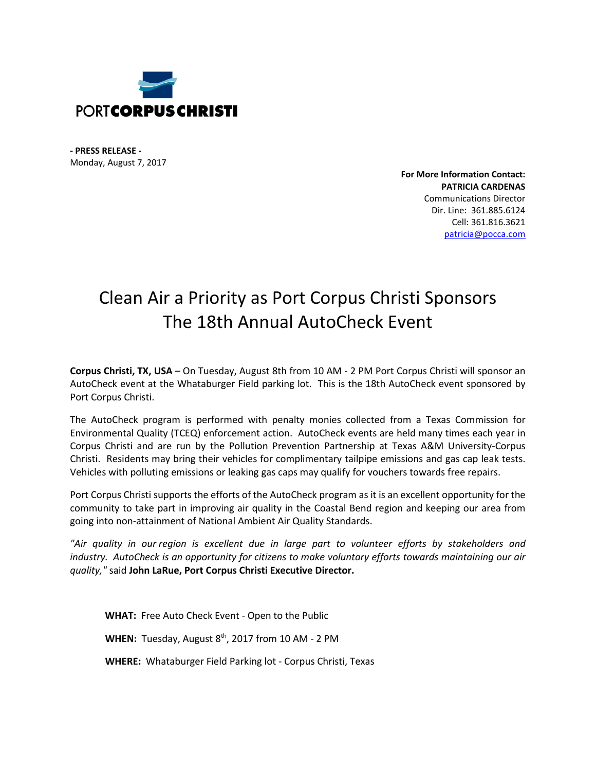PORTCORPUSCHRISTI

**- PRESS RELEASE -**
Monday, August 7, 2017

**For More Information Contact:**
**PATRICIA CARDENAS**
Communications Director
Dir. Line: 361.885.6124
Cell: 361.816.3621
patricia@pocca.com

# Clean Air a Priority as Port Corpus Christi Sponsors The 18th Annual AutoCheck Event

**Corpus Christi, TX, USA** – On Tuesday, August 8th from 10 AM - 2 PM Port Corpus Christi will sponsor an AutoCheck event at the Whataburger Field parking lot. This is the 18th AutoCheck event sponsored by Port Corpus Christi.

The AutoCheck program is performed with penalty monies collected from a Texas Commission for Environmental Quality (TCEQ) enforcement action. AutoCheck events are held many times each year in Corpus Christi and are run by the Pollution Prevention Partnership at Texas A&M University-Corpus Christi. Residents may bring their vehicles for complimentary tailpipe emissions and gas cap leak tests. Vehicles with polluting emissions or leaking gas caps may qualify for vouchers towards free repairs.

Port Corpus Christi supports the efforts of the AutoCheck program as it is an excellent opportunity for the community to take part in improving air quality in the Coastal Bend region and keeping our area from going into non-attainment of National Ambient Air Quality Standards.

*"Air quality in our region is excellent due in large part to volunteer efforts by stakeholders and industry. AutoCheck is an opportunity for citizens to make voluntary efforts towards maintaining our air quality,"* said **John LaRue, Port Corpus Christi Executive Director.**

**WHAT:** Free Auto Check Event - Open to the Public

**WHEN:** Tuesday, August 8th, 2017 from 10 AM - 2 PM

**WHERE:** Whataburger Field Parking lot - Corpus Christi, Texas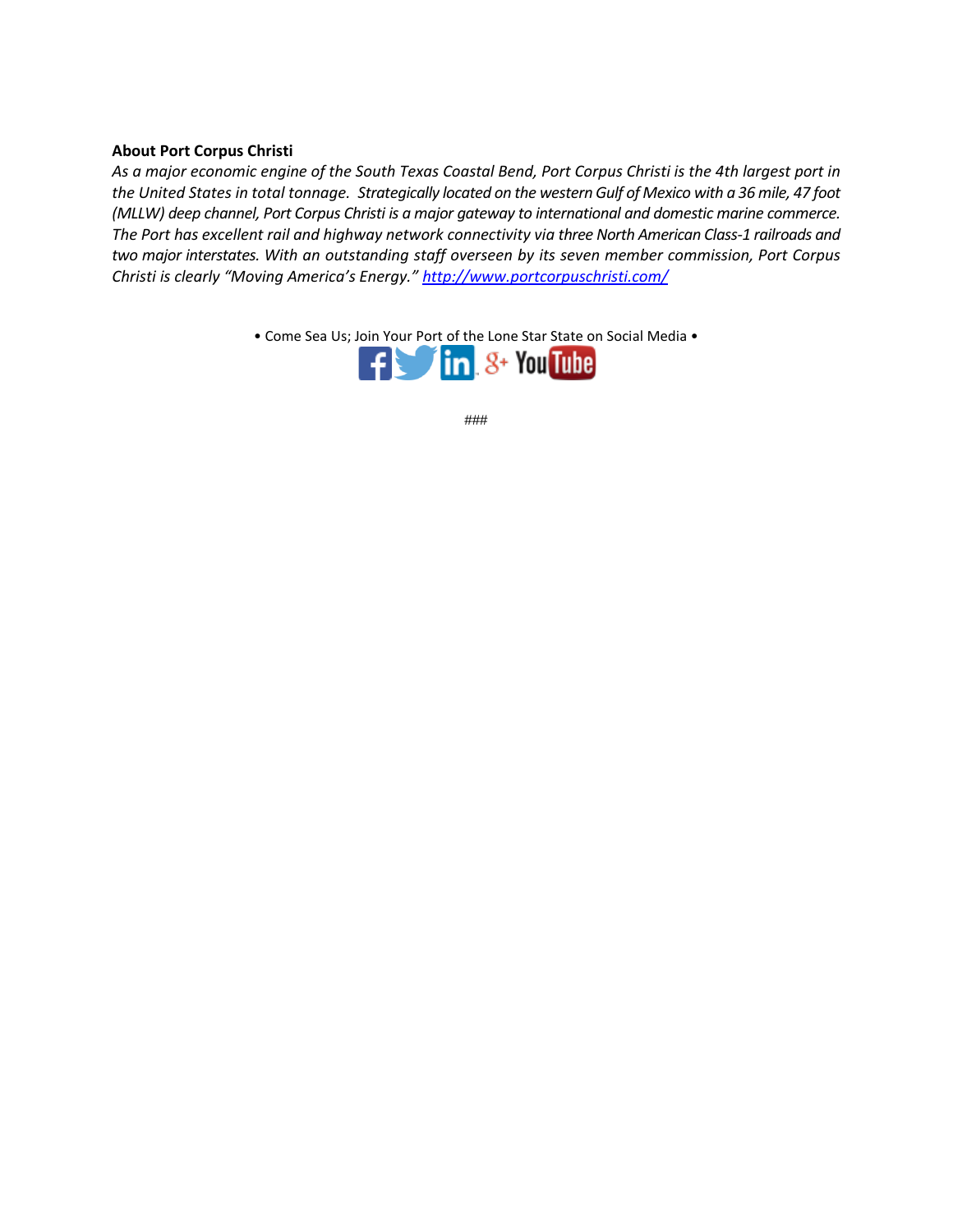**About Port Corpus Christi**

*As a major economic engine of the South Texas Coastal Bend, Port Corpus Christi is the 4th largest port in the United States in total tonnage. Strategically located on the western Gulf of Mexico with a 36 mile, 47 foot (MLLW) deep channel, Port Corpus Christi is a major gateway to international and domestic marine commerce. The Port has excellent rail and highway network connectivity via three North American Class-1 railroads and two major interstates. With an outstanding staff overseen by its seven member commission, Port Corpus Christi is clearly "Moving America's Energy."* [http://www.portcorpuschristi.com/](http://www.portcorpuschristi.com/)

• Come Sea Us; Join Your Port of the Lone Star State on Social Media •

###